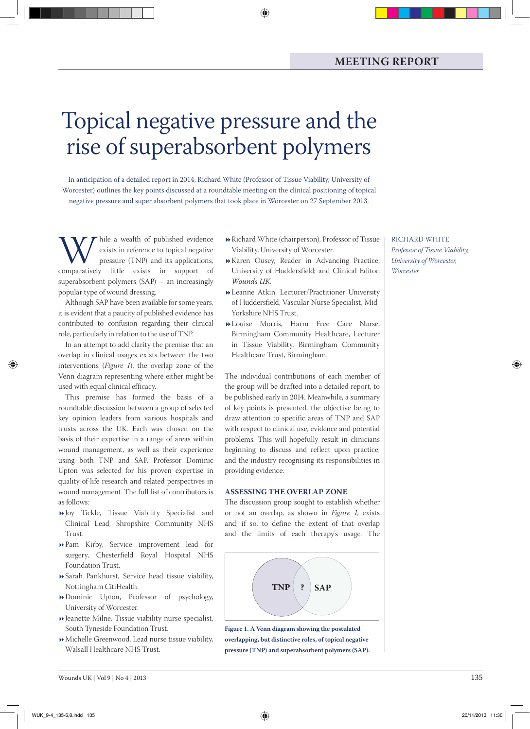MEETING REPORT

# Topical negative pressure and the rise of superabsorbent polymers

In anticipation of a detailed report in 2014, Richard White (Professor of Tissue Viability, University of Worcester) outlines the key points discussed at a roundtable meeting on the clinical positioning of topical negative pressure and super absorbent polymers that took place in Worcester on 27 September 2013.

RICHARD WHITE
*Professor of Tissue Viability, University of Worcester, Worcester*

While a wealth of published evidence exists in reference to topical negative pressure (TNP) and its applications, comparatively little exists in support of superabsorbent polymers (SAP) – an increasingly popular type of wound dressing.

Although SAP have been available for some years, it is evident that a paucity of published evidence has contributed to confusion regarding their clinical role, particularly in relation to the use of TNP.

In an attempt to add clarity the premise that an overlap in clinical usages exists between the two interventions (*Figure 1*), the overlap zone of the Venn diagram representing where either might be used with equal clinical efficacy.

This premise has formed the basis of a roundtable discussion between a group of selected key opinion leaders from various hospitals and trusts across the UK. Each was chosen on the basis of their expertise in a range of areas within wound management, as well as their experience using both TNP and SAP. Professor Dominic Upton was selected for his proven expertise in quality-of-life research and related perspectives in wound management. The full list of contributors is as follows:

- Joy Tickle, Tissue Viability Specialist and Clinical Lead, Shropshire Community NHS Trust.
- Pam Kirby, Service improvement lead for surgery, Chesterfield Royal Hospital NHS Foundation Trust.
- Sarah Pankhurst, Service head tissue viability, Nottingham CitiHealth.
- Dominic Upton, Professor of psychology, University of Worcester.
- Jeanette Milne, Tissue viability nurse specialist, South Tyneside Foundation Trust.
- Michelle Greenwood, Lead nurse tissue viability, Walsall Healthcare NHS Trust.
- Richard White (chairperson), Professor of Tissue Viability, University of Worcester.
- Karen Ousey, Reader in Advancing Practice, University of Huddersfield; and Clinical Editor, *Wounds UK.*
- Leanne Atkin, Lecturer/Practitioner University of Huddersfield, Vascular Nurse Specialist, Mid-Yorkshire NHS Trust.
- Louise Morris, Harm Free Care Nurse, Birmingham Community Healthcare, Lecturer in Tissue Viability, Birmingham Community Healthcare Trust, Birmingham.

The individual contributions of each member of the group will be drafted into a detailed report, to be published early in 2014. Meanwhile, a summary of key points is presented, the objective being to draw attention to specific areas of TNP and SAP with respect to clinical use, evidence and potential problems. This will hopefully result in clinicians beginning to discuss and reflect upon practice, and the industry recognising its responsibilities in providing evidence.

## ASSESSING THE OVERLAP ZONE

The discussion group sought to establish whether or not an overlap, as shown in *Figure 1*, exists and, if so, to define the extent of that overlap and the limits of each therapy's usage. The

TNP ? SAP

**Figure 1. A Venn diagram showing the postulated overlapping, but distinctive roles, of topical negative pressure (TNP) and superabsorbent polymers (SAP).**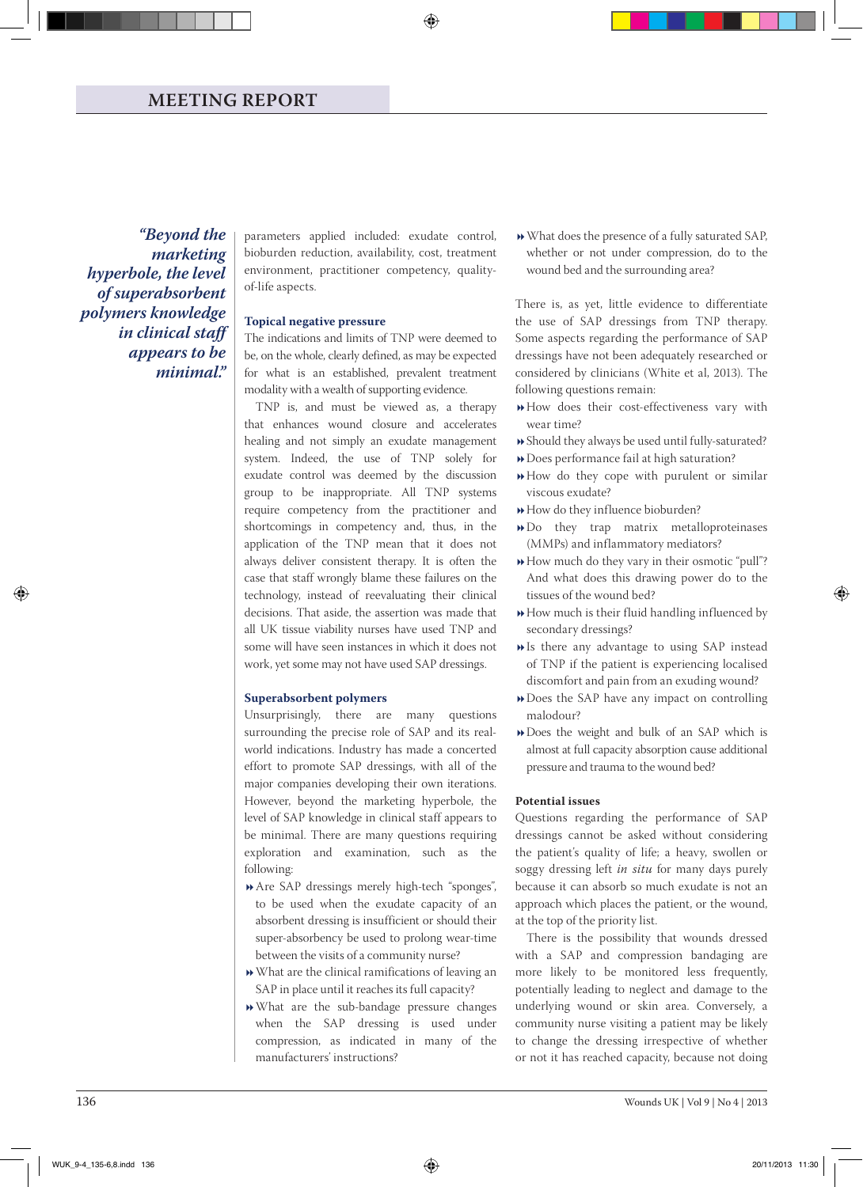*"Beyond the marketing hyperbole, the level of superabsorbent polymers knowledge in clinical staff appears to be minimal."*

parameters applied included: exudate control, bioburden reduction, availability, cost, treatment environment, practitioner competency, quality-of-life aspects.

### Topical negative pressure

The indications and limits of TNP were deemed to be, on the whole, clearly defined, as may be expected for what is an established, prevalent treatment modality with a wealth of supporting evidence.

TNP is, and must be viewed as, a therapy that enhances wound closure and accelerates healing and not simply an exudate management system. Indeed, the use of TNP solely for exudate control was deemed by the discussion group to be inappropriate. All TNP systems require competency from the practitioner and shortcomings in competency and, thus, in the application of the TNP mean that it does not always deliver consistent therapy. It is often the case that staff wrongly blame these failures on the technology, instead of reevaluating their clinical decisions. That aside, the assertion was made that all UK tissue viability nurses have used TNP and some will have seen instances in which it does not work, yet some may not have used SAP dressings.

### Superabsorbent polymers

Unsurprisingly, there are many questions surrounding the precise role of SAP and its real-world indications. Industry has made a concerted effort to promote SAP dressings, with all of the major companies developing their own iterations. However, beyond the marketing hyperbole, the level of SAP knowledge in clinical staff appears to be minimal. There are many questions requiring exploration and examination, such as the following:

- Are SAP dressings merely high-tech "sponges", to be used when the exudate capacity of an absorbent dressing is insufficient or should their super-absorbency be used to prolong wear-time between the visits of a community nurse?
- What are the clinical ramifications of leaving an SAP in place until it reaches its full capacity?
- What are the sub-bandage pressure changes when the SAP dressing is used under compression, as indicated in many of the manufacturers' instructions?
- What does the presence of a fully saturated SAP, whether or not under compression, do to the wound bed and the surrounding area?

There is, as yet, little evidence to differentiate the use of SAP dressings from TNP therapy. Some aspects regarding the performance of SAP dressings have not been adequately researched or considered by clinicians (White et al, 2013). The following questions remain:

- How does their cost-effectiveness vary with wear time?
- Should they always be used until fully-saturated?
- Does performance fail at high saturation?
- How do they cope with purulent or similar viscous exudate?
- How do they influence bioburden?
- Do they trap matrix metalloproteinases (MMPs) and inflammatory mediators?
- How much do they vary in their osmotic "pull"? And what does this drawing power do to the tissues of the wound bed?
- How much is their fluid handling influenced by secondary dressings?
- Is there any advantage to using SAP instead of TNP if the patient is experiencing localised discomfort and pain from an exuding wound?
- Does the SAP have any impact on controlling malodour?
- Does the weight and bulk of an SAP which is almost at full capacity absorption cause additional pressure and trauma to the wound bed?

#### Potential issues

Questions regarding the performance of SAP dressings cannot be asked without considering the patient's quality of life; a heavy, swollen or soggy dressing left *in situ* for many days purely because it can absorb so much exudate is not an approach which places the patient, or the wound, at the top of the priority list.

There is the possibility that wounds dressed with a SAP and compression bandaging are more likely to be monitored less frequently, potentially leading to neglect and damage to the underlying wound or skin area. Conversely, a community nurse visiting a patient may be likely to change the dressing irrespective of whether or not it has reached capacity, because not doing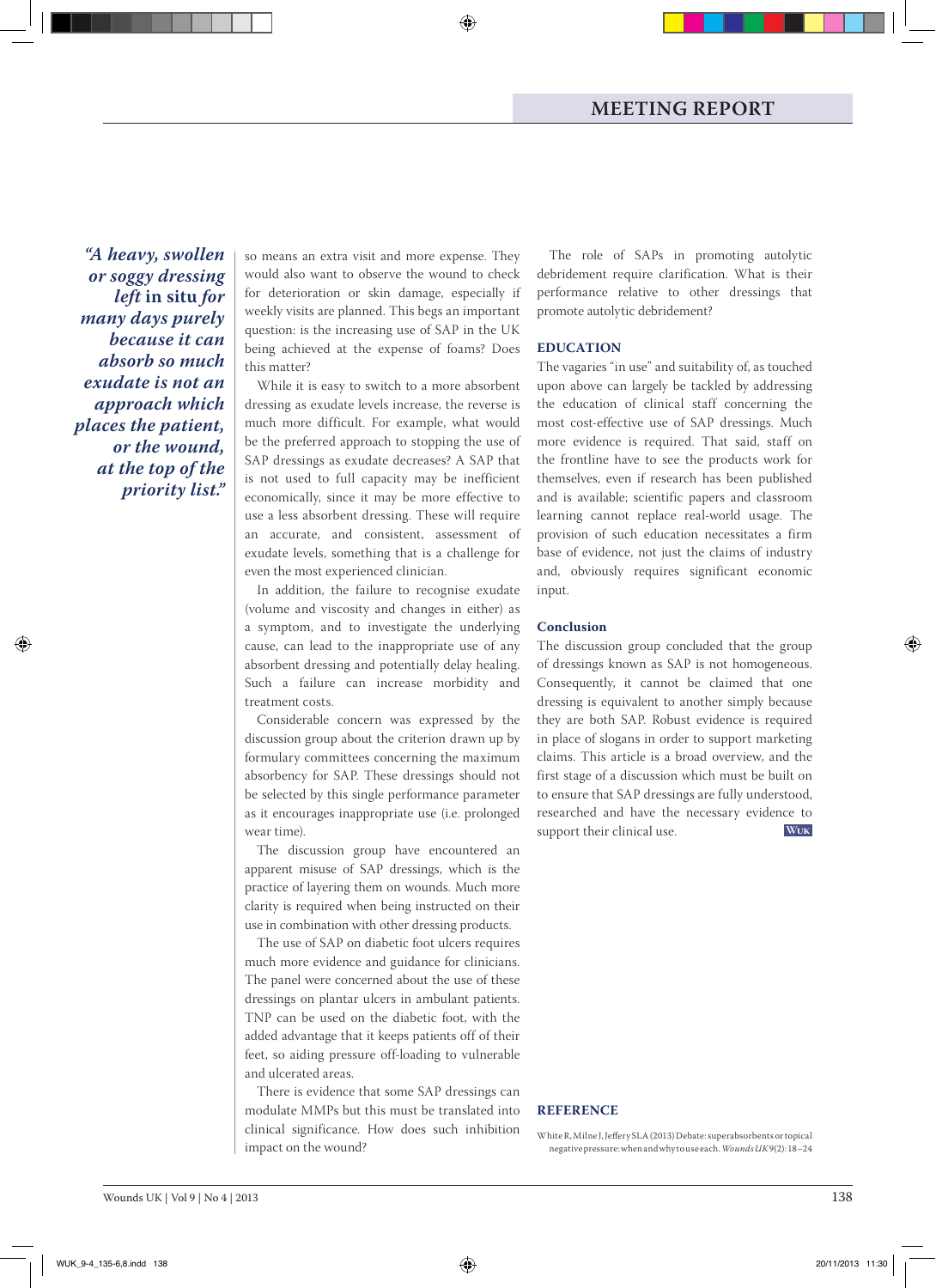*"A heavy, swollen or soggy dressing left* in situ *for many days purely because it can absorb so much exudate is not an approach which places the patient, or the wound, at the top of the priority list."*

so means an extra visit and more expense. They would also want to observe the wound to check for deterioration or skin damage, especially if weekly visits are planned. This begs an important question: is the increasing use of SAP in the UK being achieved at the expense of foams? Does this matter?

While it is easy to switch to a more absorbent dressing as exudate levels increase, the reverse is much more difficult. For example, what would be the preferred approach to stopping the use of SAP dressings as exudate decreases? A SAP that is not used to full capacity may be inefficient economically, since it may be more effective to use a less absorbent dressing. These will require an accurate, and consistent, assessment of exudate levels, something that is a challenge for even the most experienced clinician.

In addition, the failure to recognise exudate (volume and viscosity and changes in either) as a symptom, and to investigate the underlying cause, can lead to the inappropriate use of any absorbent dressing and potentially delay healing. Such a failure can increase morbidity and treatment costs.

Considerable concern was expressed by the discussion group about the criterion drawn up by formulary committees concerning the maximum absorbency for SAP. These dressings should not be selected by this single performance parameter as it encourages inappropriate use (i.e. prolonged wear time).

The discussion group have encountered an apparent misuse of SAP dressings, which is the practice of layering them on wounds. Much more clarity is required when being instructed on their use in combination with other dressing products.

The use of SAP on diabetic foot ulcers requires much more evidence and guidance for clinicians. The panel were concerned about the use of these dressings on plantar ulcers in ambulant patients. TNP can be used on the diabetic foot, with the added advantage that it keeps patients off of their feet, so aiding pressure off-loading to vulnerable and ulcerated areas.

There is evidence that some SAP dressings can modulate MMPs but this must be translated into clinical significance. How does such inhibition impact on the wound?

The role of SAPs in promoting autolytic debridement require clarification. What is their performance relative to other dressings that promote autolytic debridement?

## EDUCATION

The vagaries "in use" and suitability of, as touched upon above can largely be tackled by addressing the education of clinical staff concerning the most cost-effective use of SAP dressings. Much more evidence is required. That said, staff on the frontline have to see the products work for themselves, even if research has been published and is available; scientific papers and classroom learning cannot replace real-world usage. The provision of such education necessitates a firm base of evidence, not just the claims of industry and, obviously requires significant economic input.

### Conclusion

The discussion group concluded that the group of dressings known as SAP is not homogeneous. Consequently, it cannot be claimed that one dressing is equivalent to another simply because they are both SAP. Robust evidence is required in place of slogans in order to support marketing claims. This article is a broad overview, and the first stage of a discussion which must be built on to ensure that SAP dressings are fully understood, researched and have the necessary evidence to support their clinical use. **WUK**

## REFERENCE

White R, Milne J, Jeffery SLA (2013) Debate: superabsorbents or topical negative pressure: when and why to use each. *Wounds UK* 9(2): 18–24